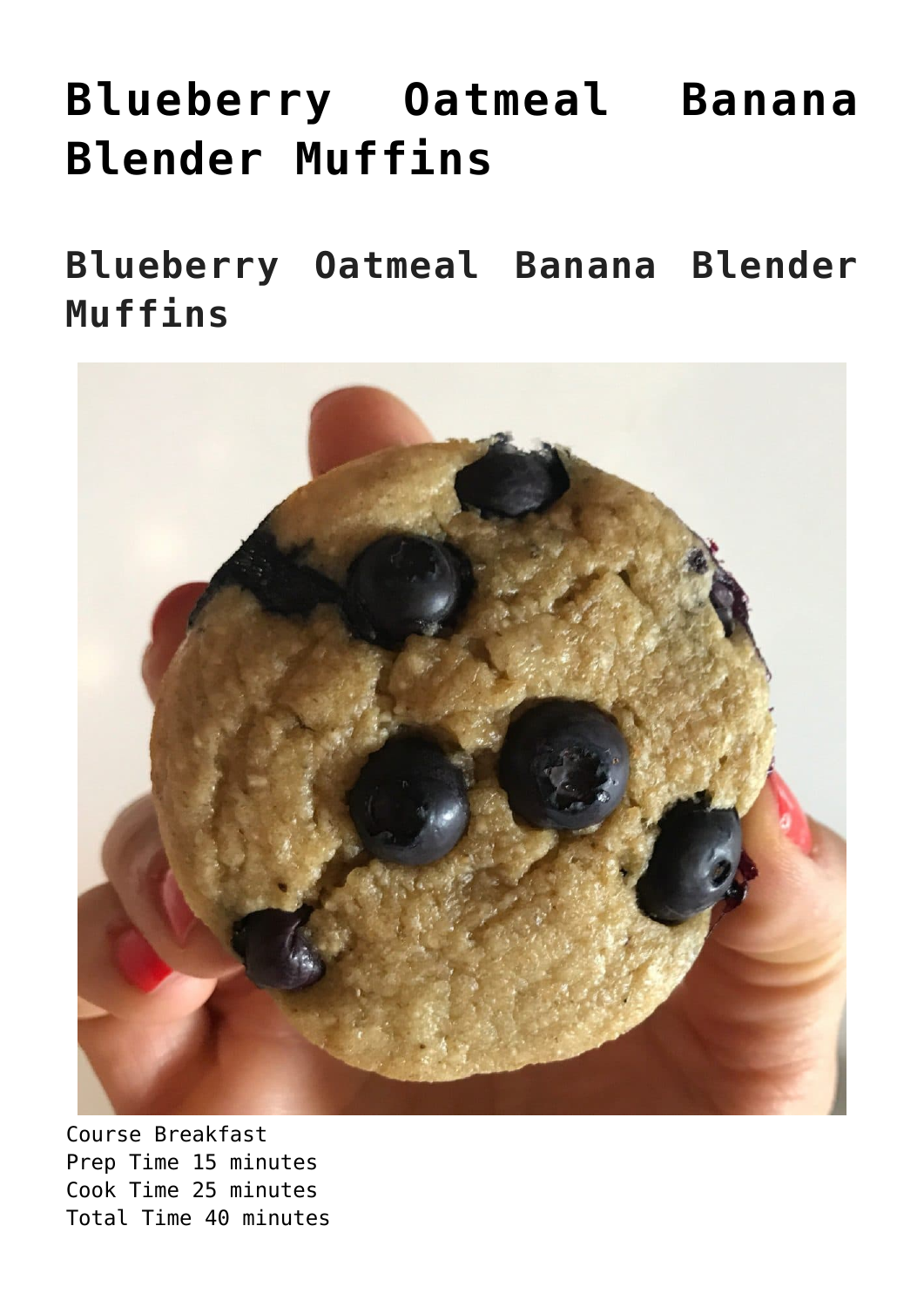# Blueberry Oatmeal Banana Blender Muffins

## Blueberry Oatmeal Banana Blender Muffins

Course Breakfast
Prep Time 15 minutes
Cook Time 25 minutes
Total Time 40 minutes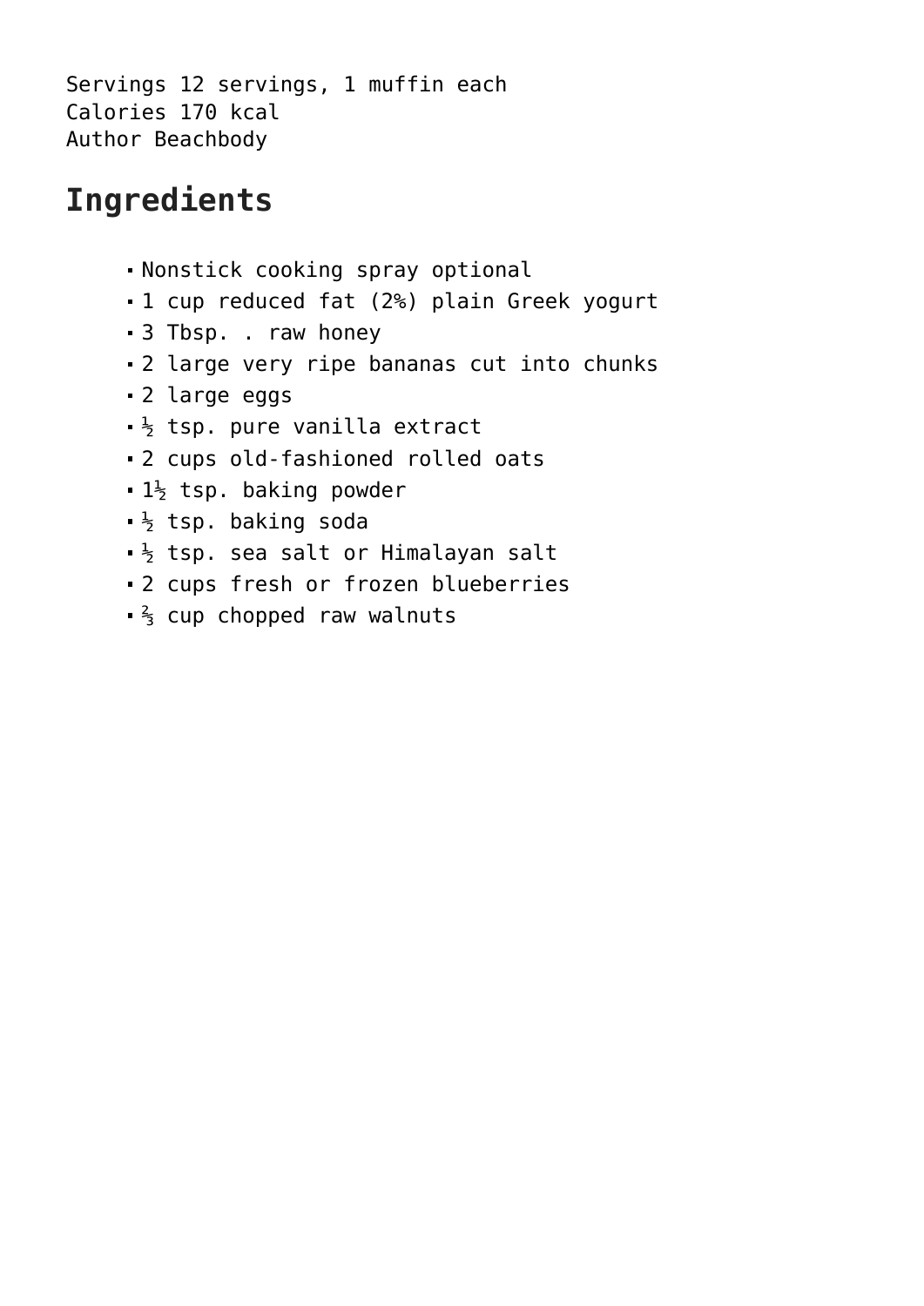Servings 12 servings, 1 muffin each
Calories 170 kcal
Author Beachbody

## Ingredients

- Nonstick cooking spray optional
- 1 cup reduced fat (2%) plain Greek yogurt
- 3 Tbsp. . raw honey
- 2 large very ripe bananas cut into chunks
- 2 large eggs
- ½ tsp. pure vanilla extract
- 2 cups old-fashioned rolled oats
- 1½ tsp. baking powder
- ½ tsp. baking soda
- ½ tsp. sea salt or Himalayan salt
- 2 cups fresh or frozen blueberries
- ⅔ cup chopped raw walnuts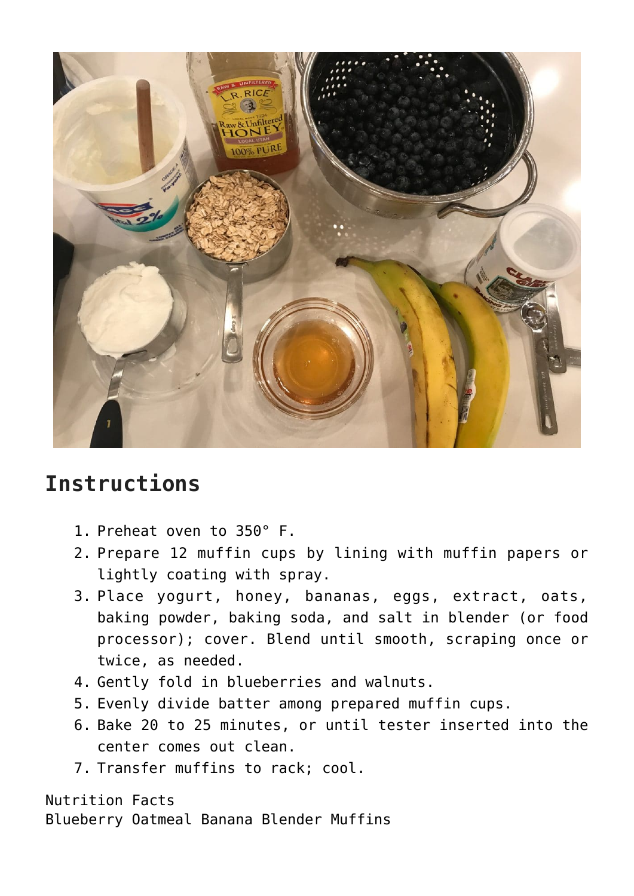## Instructions

1. Preheat oven to 350° F.
2. Prepare 12 muffin cups by lining with muffin papers or lightly coating with spray.
3. Place yogurt, honey, bananas, eggs, extract, oats, baking powder, baking soda, and salt in blender (or food processor); cover. Blend until smooth, scraping once or twice, as needed.
4. Gently fold in blueberries and walnuts.
5. Evenly divide batter among prepared muffin cups.
6. Bake 20 to 25 minutes, or until tester inserted into the center comes out clean.
7. Transfer muffins to rack; cool.

Nutrition Facts
Blueberry Oatmeal Banana Blender Muffins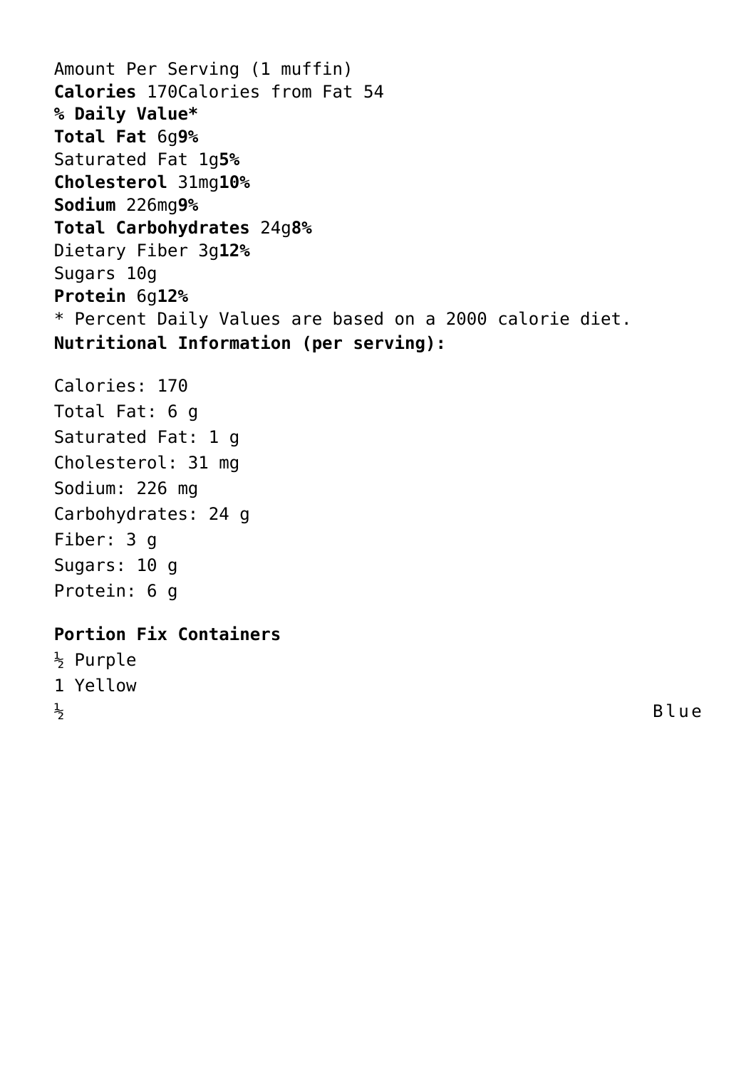Amount Per Serving (1 muffin)

**Calories** 170Calories from Fat 54

**% Daily Value***

**Total Fat** 6g**9%**

Saturated Fat 1g**5%**

**Cholesterol** 31mg**10%**

**Sodium** 226mg**9%**

**Total Carbohydrates** 24g**8%**

Dietary Fiber 3g**12%**

Sugars 10g

**Protein** 6g**12%**

* Percent Daily Values are based on a 2000 calorie diet.

**Nutritional Information (per serving):**

Calories: 170
Total Fat: 6 g
Saturated Fat: 1 g
Cholesterol: 31 mg
Sodium: 226 mg
Carbohydrates: 24 g
Fiber: 3 g
Sugars: 10 g
Protein: 6 g

**Portion Fix Containers**

½ Purple
1 Yellow
½ Blue